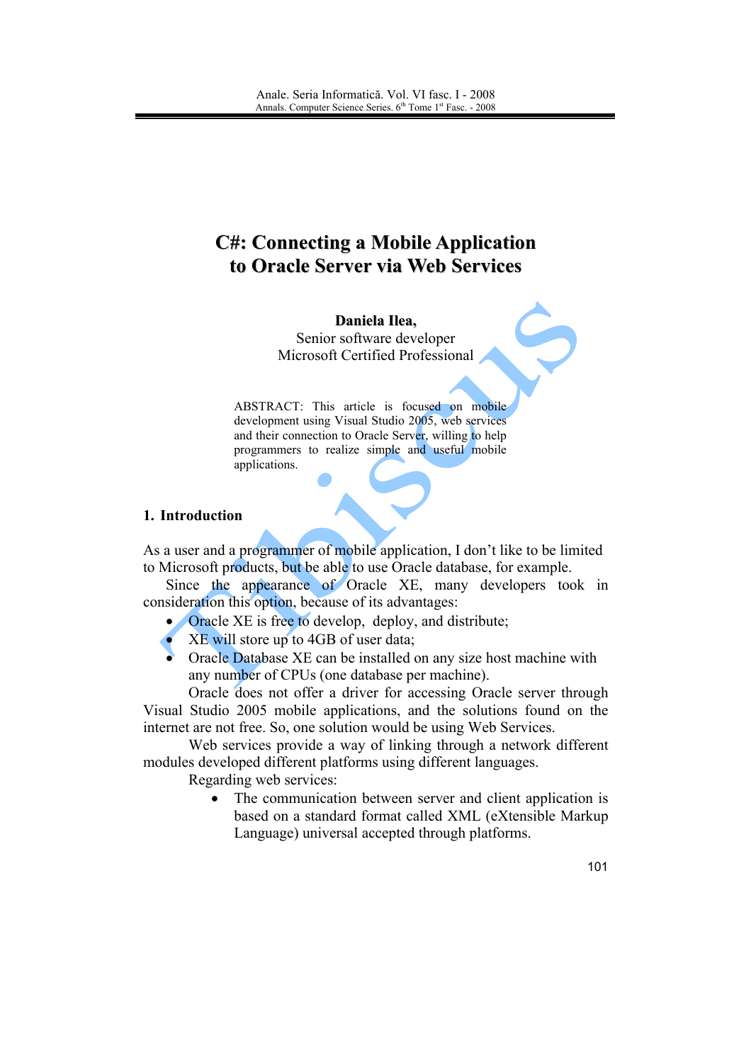# C#: Connecting a Mobile Application to Oracle Server via Web Services

**Daniela Ilea,**
Senior software developer
Microsoft Certified Professional

ABSTRACT: This article is focused on mobile development using Visual Studio 2005, web services and their connection to Oracle Server, willing to help programmers to realize simple and useful mobile applications.

## 1. Introduction

As a user and a programmer of mobile application, I don't like to be limited to Microsoft products, but be able to use Oracle database, for example.

Since the appearance of Oracle XE, many developers took in consideration this option, because of its advantages:

- Oracle XE is free to develop, deploy, and distribute;
- XE will store up to 4GB of user data;
- Oracle Database XE can be installed on any size host machine with any number of CPUs (one database per machine).

Oracle does not offer a driver for accessing Oracle server through Visual Studio 2005 mobile applications, and the solutions found on the internet are not free. So, one solution would be using Web Services.

Web services provide a way of linking through a network different modules developed different platforms using different languages.

Regarding web services:

- The communication between server and client application is based on a standard format called XML (eXtensible Markup Language) universal accepted through platforms.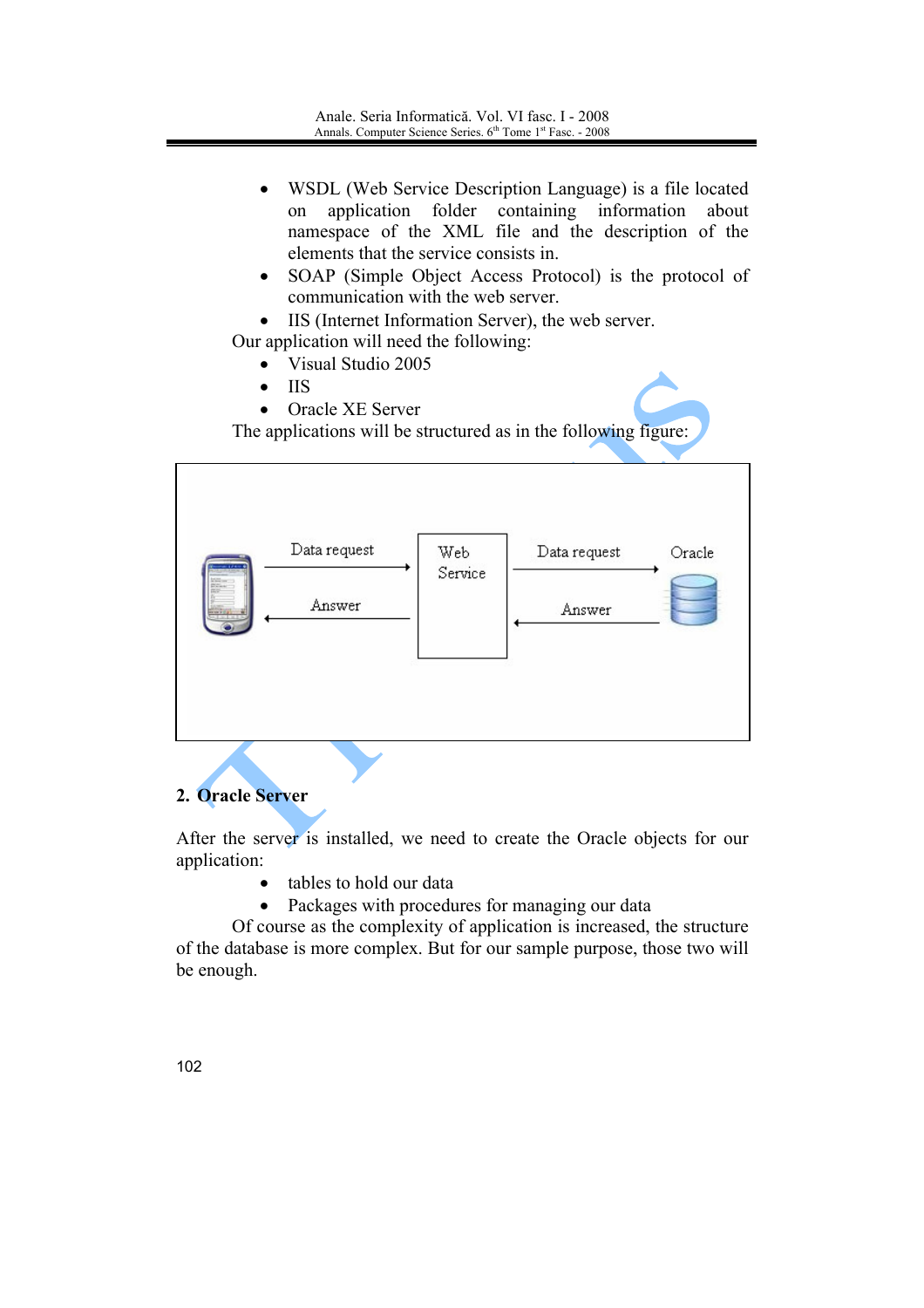- WSDL (Web Service Description Language) is a file located on application folder containing information about namespace of the XML file and the description of the elements that the service consists in.
- SOAP (Simple Object Access Protocol) is the protocol of communication with the web server.
- IIS (Internet Information Server), the web server.

Our application will need the following:

- Visual Studio 2005
- IIS
- Oracle XE Server

The applications will be structured as in the following figure:

## 2. Oracle Server

After the server is installed, we need to create the Oracle objects for our application:

- tables to hold our data
- Packages with procedures for managing our data

Of course as the complexity of application is increased, the structure of the database is more complex. But for our sample purpose, those two will be enough.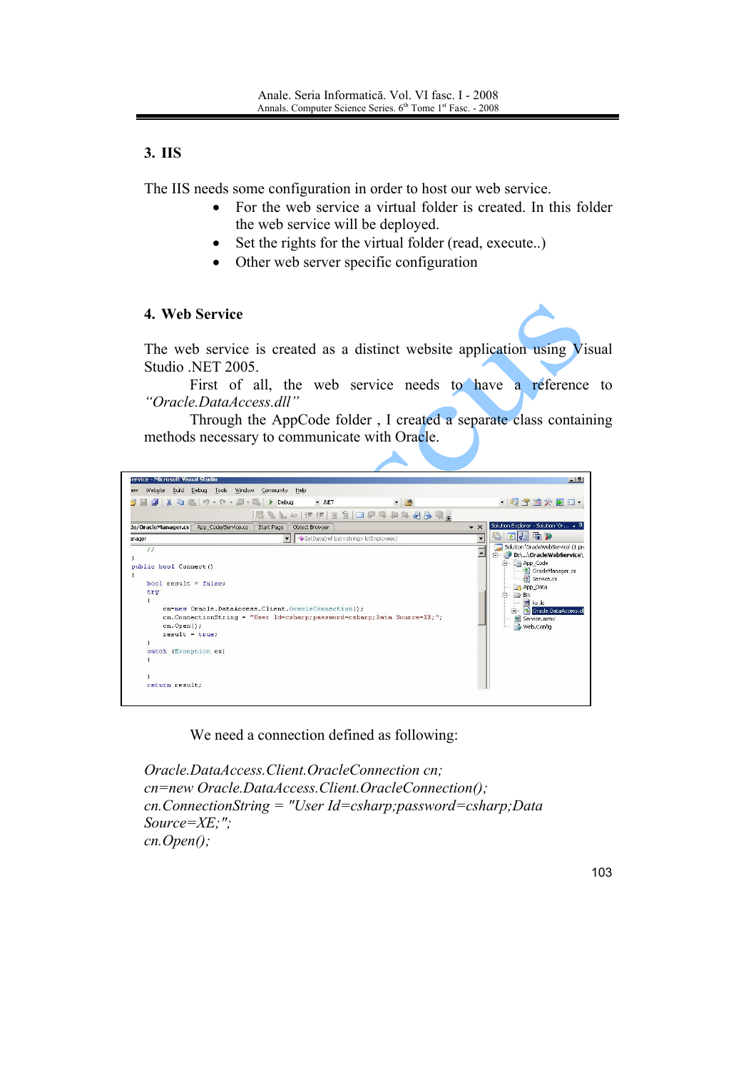## 3. IIS

The IIS needs some configuration in order to host our web service.

- For the web service a virtual folder is created. In this folder the web service will be deployed.
- Set the rights for the virtual folder (read, execute..)
- Other web server specific configuration

## 4. Web Service

The web service is created as a distinct website application using Visual Studio .NET 2005.

First of all, the web service needs to have a reference to *"Oracle.DataAccess.dll"*

Through the AppCode folder , I created a separate class containing methods necessary to communicate with Oracle.

We need a connection defined as following:

*Oracle.DataAccess.Client.OracleConnection cn;*
*cn=new Oracle.DataAccess.Client.OracleConnection();*
*cn.ConnectionString = "User Id=csharp;password=csharp;Data Source=XE;";*
*cn.Open();*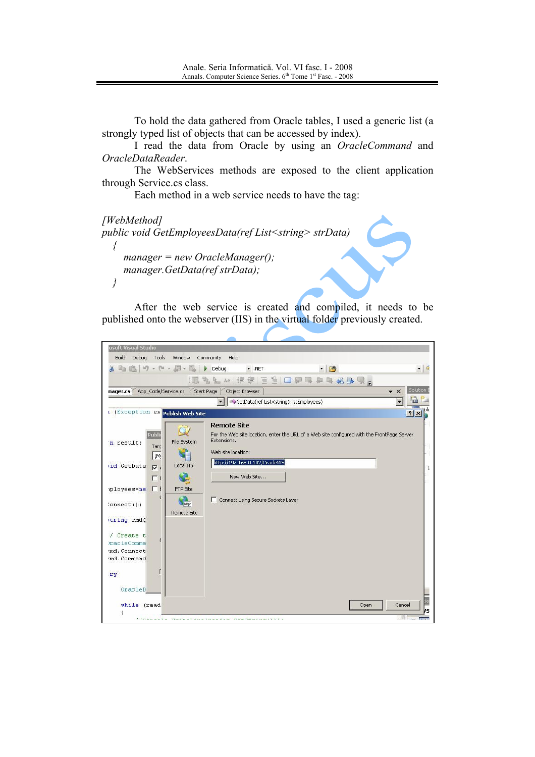To hold the data gathered from Oracle tables, I used a generic list (a strongly typed list of objects that can be accessed by index).

I read the data from Oracle by using an *OracleCommand* and *OracleDataReader*.

The WebServices methods are exposed to the client application through Service.cs class.

Each method in a web service needs to have the tag:

```
[WebMethod]
public void GetEmployeesData(ref List<string> strData)
  {
     manager = new OracleManager();
     manager.GetData(ref strData);
  }
```

After the web service is created and compiled, it needs to be published onto the webserver (IIS) in the virtual folder previously created.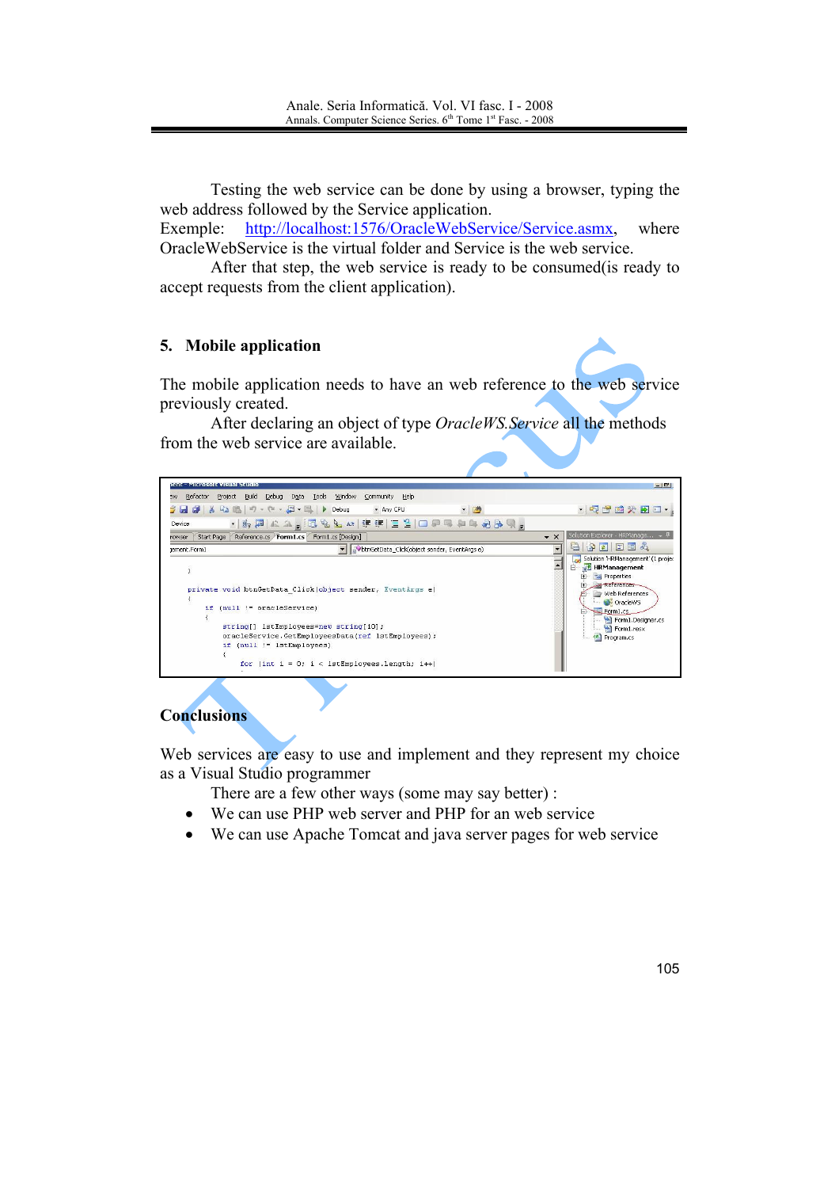Testing the web service can be done by using a browser, typing the web address followed by the Service application.

Exemple: http://localhost:1576/OracleWebService/Service.asmx, where OracleWebService is the virtual folder and Service is the web service.

After that step, the web service is ready to be consumed(is ready to accept requests from the client application).

## 5. Mobile application

The mobile application needs to have an web reference to the web service previously created.

After declaring an object of type *OracleWS.Service* all the methods from the web service are available.

## Conclusions

Web services are easy to use and implement and they represent my choice as a Visual Studio programmer

There are a few other ways (some may say better) :

- We can use PHP web server and PHP for an web service
- We can use Apache Tomcat and java server pages for web service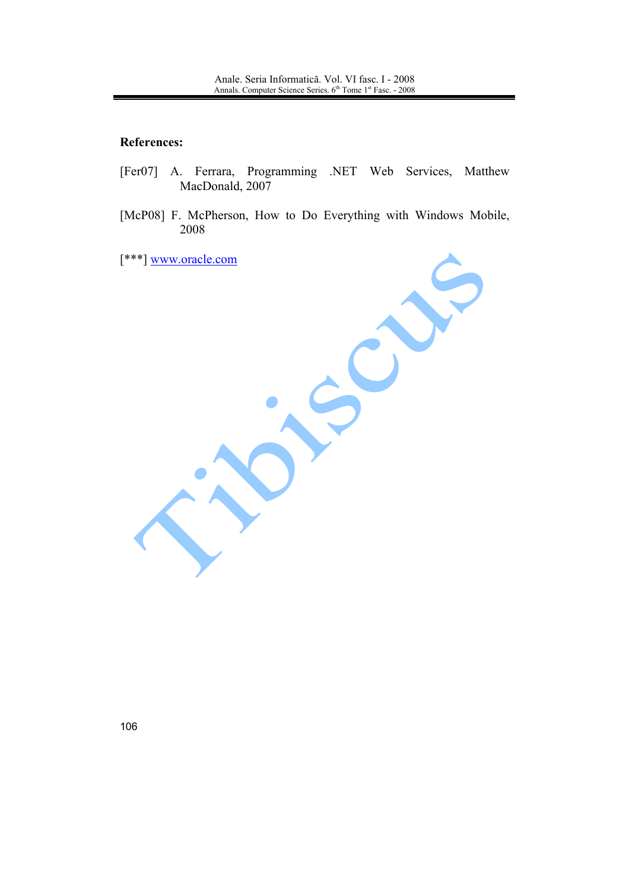**References:**

[Fer07] A. Ferrara, Programming .NET Web Services, Matthew MacDonald, 2007

[McP08] F. McPherson, How to Do Everything with Windows Mobile, 2008

[***] www.oracle.com